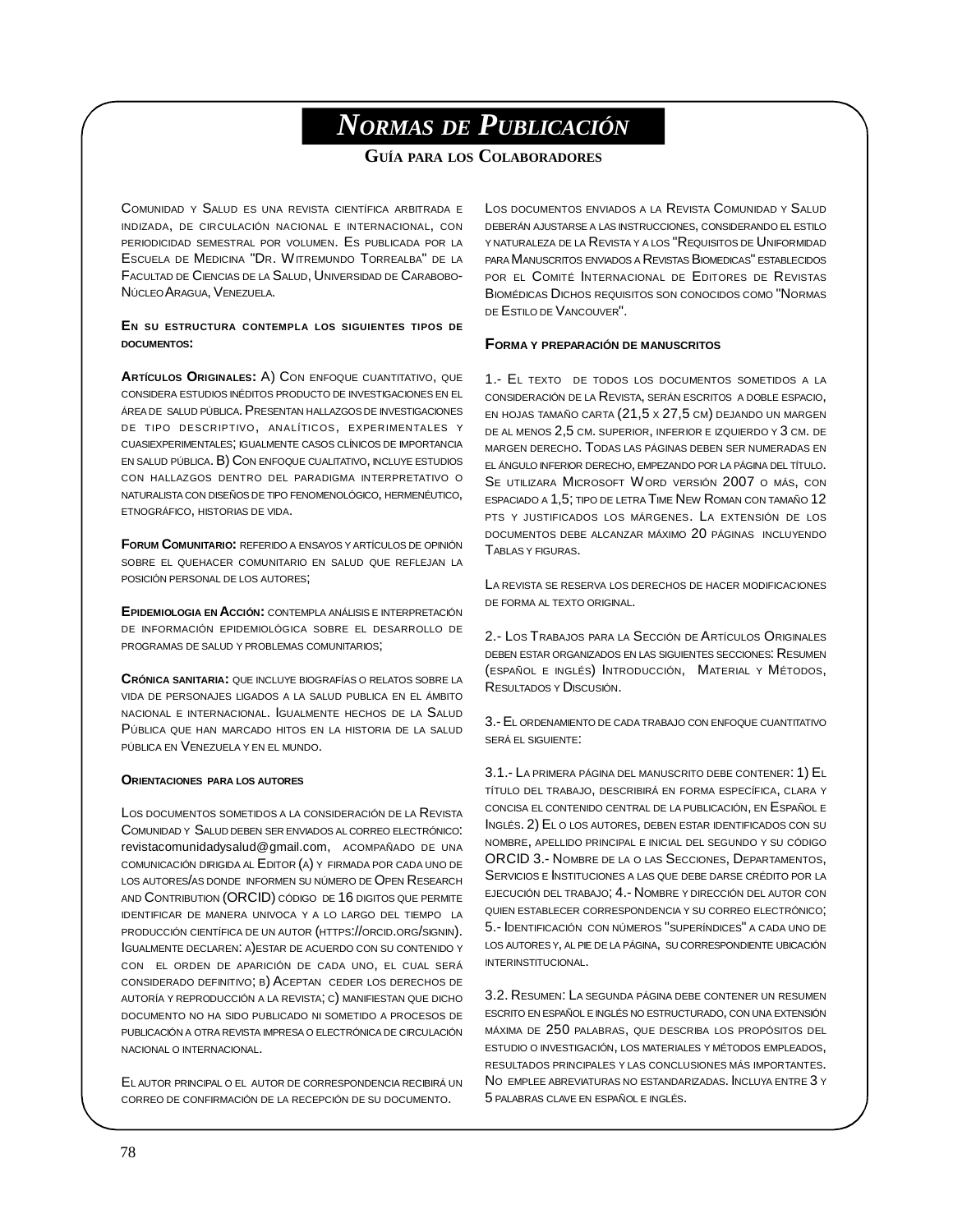# *Normas de Publicación*

## Guía para los Colaboradores

Comunidad y Salud es una revista científica arbitrada e indizada, de circulación nacional e internacional, con periodicidad semestral por volumen. Es publicada por la Escuela de Medicina "Dr. Witremundo Torrealba" de la Facultad de Ciencias de la Salud, Universidad de Carabobo-Núcleo Aragua, Venezuela.

**En su estructura contempla los siguientes tipos de documentos:**

**Artículos Originales:** A) Con enfoque cuantitativo, que considera estudios inéditos producto de investigaciones en el área de salud pública. Presentan hallazgos de investigaciones de tipo descriptivo, analíticos, experimentales y cuasiexperimentales; igualmente casos clínicos de importancia en salud pública. B) Con enfoque cualitativo, incluye estudios con hallazgos dentro del paradigma interpretativo o naturalista con diseños de tipo fenomenológico, hermenéutico, etnográfico, historias de vida.

**Forum Comunitario:** referido a ensayos y artículos de opinión sobre el quehacer comunitario en salud que reflejan la posición personal de los autores;

**Epidemiologia en Acción:** contempla análisis e interpretación de información epidemiológica sobre el desarrollo de programas de salud y problemas comunitarios;

**Crónica sanitaria:** que incluye biografías o relatos sobre la vida de personajes ligados a la salud publica en el ámbito nacional e internacional. Igualmente hechos de la Salud Pública que han marcado hitos en la historia de la salud pública en Venezuela y en el mundo.

**Orientaciones para los autores**

Los documentos sometidos a la consideración de la Revista Comunidad y Salud deben ser enviados al correo electrónico: revistacomunidadysalud@gmail.com, acompañado de una comunicación dirigida al Editor (a) y firmada por cada uno de los autores/as donde informen su número de Open Research and Contribution (ORCID) código de 16 digitos que permite identificar de manera univoca y a lo largo del tiempo la producción científica de un autor (https://orcid.org/signin). Igualmente declaren: a)estar de acuerdo con su contenido y con el orden de aparición de cada uno, el cual será considerado definitivo; b) Aceptan ceder los derechos de autoría y reproducción a la revista; c) manifiestan que dicho documento no ha sido publicado ni sometido a procesos de publicación a otra revista impresa o electrónica de circulación nacional o internacional.

El autor principal o el autor de correspondencia recibirá un correo de confirmación de la recepción de su documento.

Los documentos enviados a la Revista Comunidad y Salud deberán ajustarse a las instrucciones, considerando el estilo y naturaleza de la Revista y a los "Requisitos de Uniformidad para Manuscritos enviados a Revistas Biomedicas" establecidos por el Comité Internacional de Editores de Revistas Biomédicas Dichos requisitos son conocidos como "Normas de Estilo de Vancouver".

**Forma y preparación de manuscritos**

1.- El texto de todos los documentos sometidos a la consideración de la Revista, serán escritos a doble espacio, en hojas tamaño carta (21,5 x 27,5 cm) dejando un margen de al menos 2,5 cm. superior, inferior e izquierdo y 3 cm. de margen derecho. Todas las páginas deben ser numeradas en el ángulo inferior derecho, empezando por la página del título. Se utilizara Microsoft Word versión 2007 o más, con espaciado a 1,5; tipo de letra Time New Roman con tamaño 12 pts y justificados los márgenes. La extensión de los documentos debe alcanzar máximo 20 páginas incluyendo Tablas y figuras.

La revista se reserva los derechos de hacer modificaciones de forma al texto original.

2.- Los Trabajos para la Sección de Artículos Originales deben estar organizados en las siguientes secciones: Resumen (español e inglés) Introducción, Material y Métodos, Resultados y Discusión.

3.- El ordenamiento de cada trabajo con enfoque cuantitativo será el siguiente:

3.1.- La primera página del manuscrito debe contener: 1) El título del trabajo, describirá en forma específica, clara y concisa el contenido central de la publicación, en Español e Inglés. 2) El o los autores, deben estar identificados con su nombre, apellido principal e inicial del segundo y su código ORCID 3.- Nombre de la o las Secciones, Departamentos, Servicios e Instituciones a las que debe darse crédito por la ejecución del trabajo; 4.- Nombre y dirección del autor con quien establecer correspondencia y su correo electrónico; 5.- Identificación con números "superíndices" a cada uno de los autores y, al pie de la página, su correspondiente ubicación interinstitucional.

3.2. Resumen: La segunda página debe contener un resumen escrito en español e inglés no estructurado, con una extensión máxima de 250 palabras, que describa los propósitos del estudio o investigación, los materiales y métodos empleados, resultados principales y las conclusiones más importantes. No emplee abreviaturas no estandarizadas. Incluya entre 3 y 5 palabras clave en español e inglés.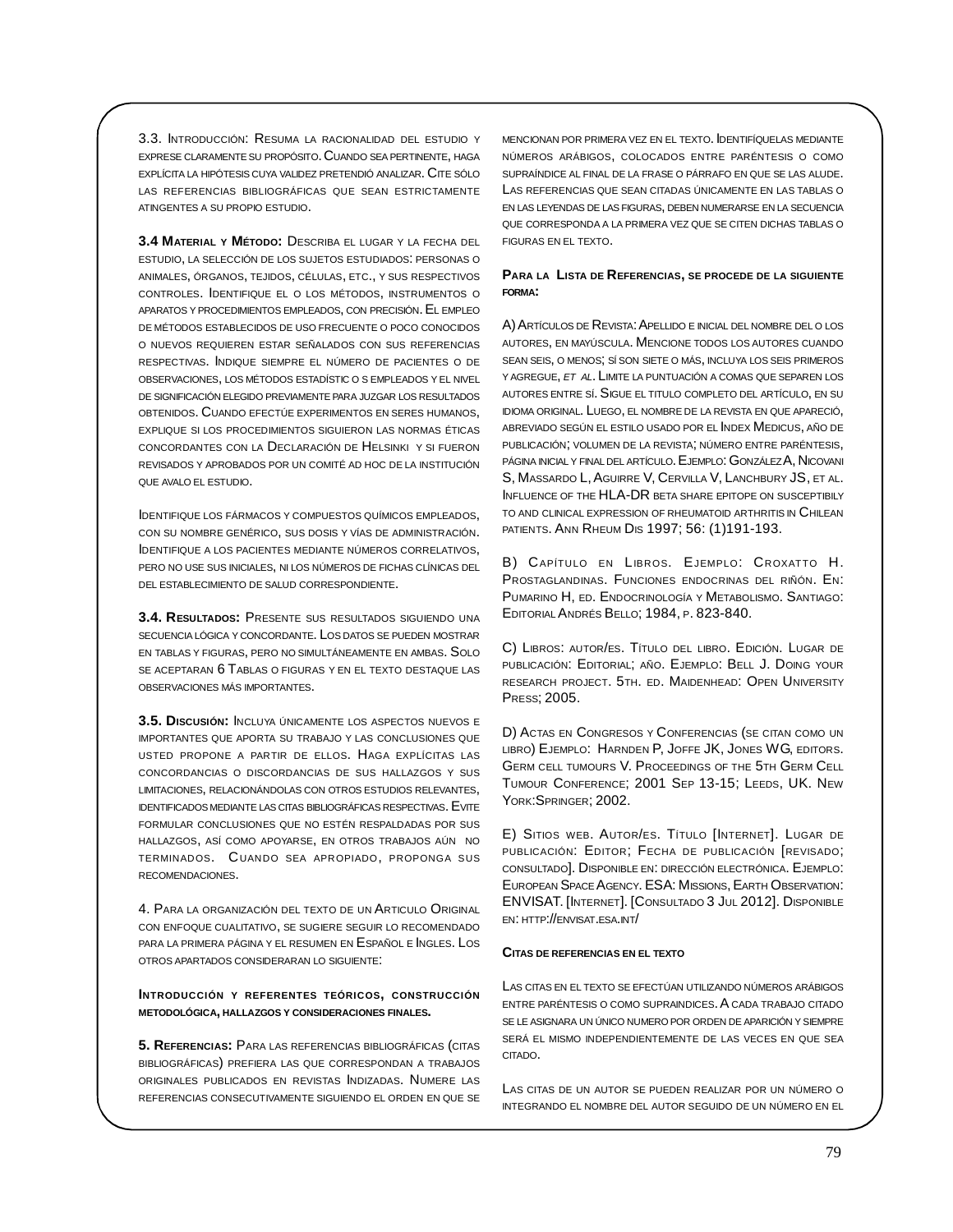3.3. Introducción: Resuma la racionalidad del estudio y exprese claramente su propósito. Cuando sea pertinente, haga explícita la hipótesis cuya validez pretendió analizar. Cite sólo las referencias bibliográficas que sean estrictamente atingentes a su propio estudio.

**3.4 Material y Método:** Describa el lugar y la fecha del estudio, la selección de los sujetos estudiados: personas o animales, órganos, tejidos, células, etc., y sus respectivos controles. Identifique el o los métodos, instrumentos o aparatos y procedimientos empleados, con precisión. El empleo de métodos establecidos de uso frecuente o poco conocidos o nuevos requieren estar señalados con sus referencias respectivas. Indique siempre el número de pacientes o de observaciones, los métodos estadístic o s empleados y el nivel de significación elegido previamente para juzgar los resultados obtenidos. Cuando efectúe experimentos en seres humanos, explique si los procedimientos siguieron las normas éticas concordantes con la Declaración de Helsinki y si fueron revisados y aprobados por un comité ad hoc de la institución que avalo el estudio.

Identifique los fármacos y compuestos químicos empleados, con su nombre genérico, sus dosis y vías de administración. Identifique a los pacientes mediante números correlativos, pero no use sus iniciales, ni los números de fichas clínicas del del establecimiento de salud correspondiente.

**3.4. Resultados:** Presente sus resultados siguiendo una secuencia lógica y concordante. Los datos se pueden mostrar en tablas y figuras, pero no simultáneamente en ambas. Solo se aceptaran 6 Tablas o figuras y en el texto destaque las observaciones más importantes.

**3.5. Discusión:** Incluya únicamente los aspectos nuevos e importantes que aporta su trabajo y las conclusiones que usted propone a partir de ellos. Haga explícitas las concordancias o discordancias de sus hallazgos y sus limitaciones, relacionándolas con otros estudios relevantes, identificados mediante las citas bibliográficas respectivas. Evite formular conclusiones que no estén respaldadas por sus hallazgos, así como apoyarse, en otros trabajos aún no terminados. Cuando sea apropiado, proponga sus recomendaciones.

4. Para la organización del texto de un Articulo Original con enfoque cualitativo, se sugiere seguir lo recomendado para la primera página y el resumen en Español e Ingles. Los otros apartados consideraran lo siguiente:

**Introducción y referentes teóricos, construcción metodológica, hallazgos y consideraciones finales.**

**5. Referencias:** Para las referencias bibliográficas (citas bibliográficas) prefiera las que correspondan a trabajos originales publicados en revistas Indizadas. Numere las referencias consecutivamente siguiendo el orden en que se mencionan por primera vez en el texto. Identifíquelas mediante números arábigos, colocados entre paréntesis o como supraíndice al final de la frase o párrafo en que se las alude. Las referencias que sean citadas únicamente en las tablas o en las leyendas de las figuras, deben numerarse en la secuencia que corresponda a la primera vez que se citen dichas tablas o figuras en el texto.

**Para la Lista de Referencias, se procede de la siguiente forma:**

A) Artículos de Revista: Apellido e inicial del nombre del o los autores, en mayúscula. Mencione todos los autores cuando sean seis, o menos; sí son siete o más, incluya los seis primeros y agregue, *et al*. Limite la puntuación a comas que separen los autores entre sí. Sigue el titulo completo del artículo, en su idioma original. Luego, el nombre de la revista en que apareció, abreviado según el estilo usado por el Index Medicus, año de publicación; volumen de la revista; número entre paréntesis, página inicial y final del artículo. Ejemplo: González A, Nicovani S, Massardo L, Aguirre V, Cervilla V, Lanchbury JS, et al. Influence of the HLA-DR beta share epitope on susceptibily to and clinical expression of rheumatoid arthritis in Chilean patients. Ann Rheum Dis 1997; 56: (1)191-193.

B) Capítulo en Libros. Ejemplo: Croxatto H. Prostaglandinas. Funciones endocrinas del riñón. En: Pumarino H, ed. Endocrinología y Metabolismo. Santiago: Editorial Andrés Bello; 1984, p. 823-840.

C) Libros: autor/es. Título del libro. Edición. Lugar de publicación: Editorial; año. Ejemplo: Bell J. Doing your research project. 5th. ed. Maidenhead: Open University Press; 2005.

D) Actas en Congresos y Conferencias (se citan como un libro) Ejemplo: Harnden P, Joffe JK, Jones WG, editors. Germ cell tumours V. Proceedings of the 5th Germ Cell Tumour Conference; 2001 Sep 13-15; Leeds, UK. New York:Springer; 2002.

E) Sitios web. Autor/es. Título [Internet]. Lugar de publicación: Editor; Fecha de publicación [revisado; consultado]. Disponible en: dirección electrónica. Ejemplo: European Space Agency. ESA: Missions, Earth Observation: ENVISAT. [Internet]. [Consultado 3 Jul 2012]. Disponible en: http://envisat.esa.int/

**Citas de referencias en el texto**

Las citas en el texto se efectúan utilizando números arábigos entre paréntesis o como supraindices. A cada trabajo citado se le asignara un único numero por orden de aparición y siempre será el mismo independientemente de las veces en que sea citado.

Las citas de un autor se pueden realizar por un número o integrando el nombre del autor seguido de un número en el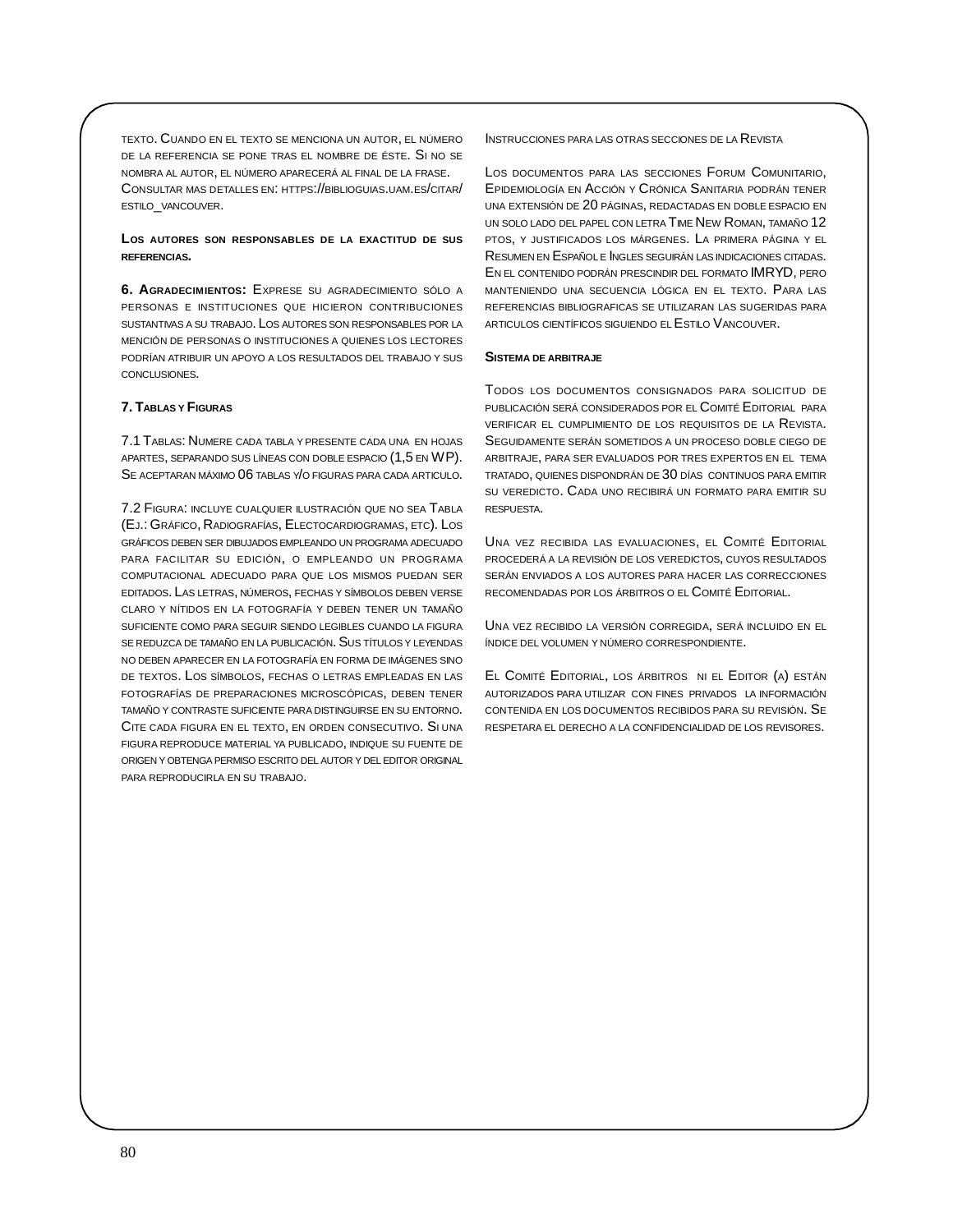texto. Cuando en el texto se menciona un autor, el número de la referencia se pone tras el nombre de éste. Si no se nombra al autor, el número aparecerá al final de la frase. Consultar mas detalles en: https://biblioguias.uam.es/citar/estilo_vancouver.

**Los autores son responsables de la exactitud de sus referencias.**

**6. Agradecimientos:** Exprese su agradecimiento sólo a personas e instituciones que hicieron contribuciones sustantivas a su trabajo. Los autores son responsables por la mención de personas o instituciones a quienes los lectores podrían atribuir un apoyo a los resultados del trabajo y sus conclusiones.

**7. Tablas y Figuras**

7.1 Tablas: Numere cada tabla y presente cada una en hojas apartes, separando sus líneas con doble espacio (1,5 en WP). Se aceptaran máximo 06 tablas y/o figuras para cada articulo.

7.2 Figura: incluye cualquier ilustración que no sea Tabla (Ej.: Gráfico, Radiografías, Electocardiogramas, etc). Los gráficos deben ser dibujados empleando un programa adecuado para facilitar su edición, o empleando un programa computacional adecuado para que los mismos puedan ser editados. Las letras, números, fechas y símbolos deben verse claro y nítidos en la fotografía y deben tener un tamaño suficiente como para seguir siendo legibles cuando la figura se reduzca de tamaño en la publicación. Sus títulos y leyendas no deben aparecer en la fotografía en forma de imágenes sino de textos. Los símbolos, fechas o letras empleadas en las fotografías de preparaciones microscópicas, deben tener tamaño y contraste suficiente para distinguirse en su entorno. Cite cada figura en el texto, en orden consecutivo. Si una figura reproduce material ya publicado, indique su fuente de origen y obtenga permiso escrito del autor y del editor original para reproducirla en su trabajo.

Instrucciones para las otras secciones de la Revista

Los documentos para las secciones Forum Comunitario, Epidemiología en Acción y Crónica Sanitaria podrán tener una extensión de 20 páginas, redactadas en doble espacio en un solo lado del papel con letra Time New Roman, tamaño 12 ptos, y justificados los márgenes. La primera página y el Resumen en Español e Ingles seguirán las indicaciones citadas. En el contenido podrán prescindir del formato IMRYD, pero manteniendo una secuencia lógica en el texto. Para las referencias bibliograficas se utilizaran las sugeridas para articulos científicos siguiendo el Estilo Vancouver.

**Sistema de arbitraje**

Todos los documentos consignados para solicitud de publicación será considerados por el Comité Editorial para verificar el cumplimiento de los requisitos de la Revista. Seguidamente serán sometidos a un proceso doble ciego de arbitraje, para ser evaluados por tres expertos en el tema tratado, quienes dispondrán de 30 días continuos para emitir su veredicto. Cada uno recibirá un formato para emitir su respuesta.

Una vez recibida las evaluaciones, el Comité Editorial procederá a la revisión de los veredictos, cuyos resultados serán enviados a los autores para hacer las correcciones recomendadas por los árbitros o el Comité Editorial.

Una vez recibido la versión corregida, será incluido en el índice del volumen y número correspondiente.

El Comité Editorial, los árbitros ni el Editor (a) están autorizados para utilizar con fines privados la información contenida en los documentos recibidos para su revisión. Se respetara el derecho a la confidencialidad de los revisores.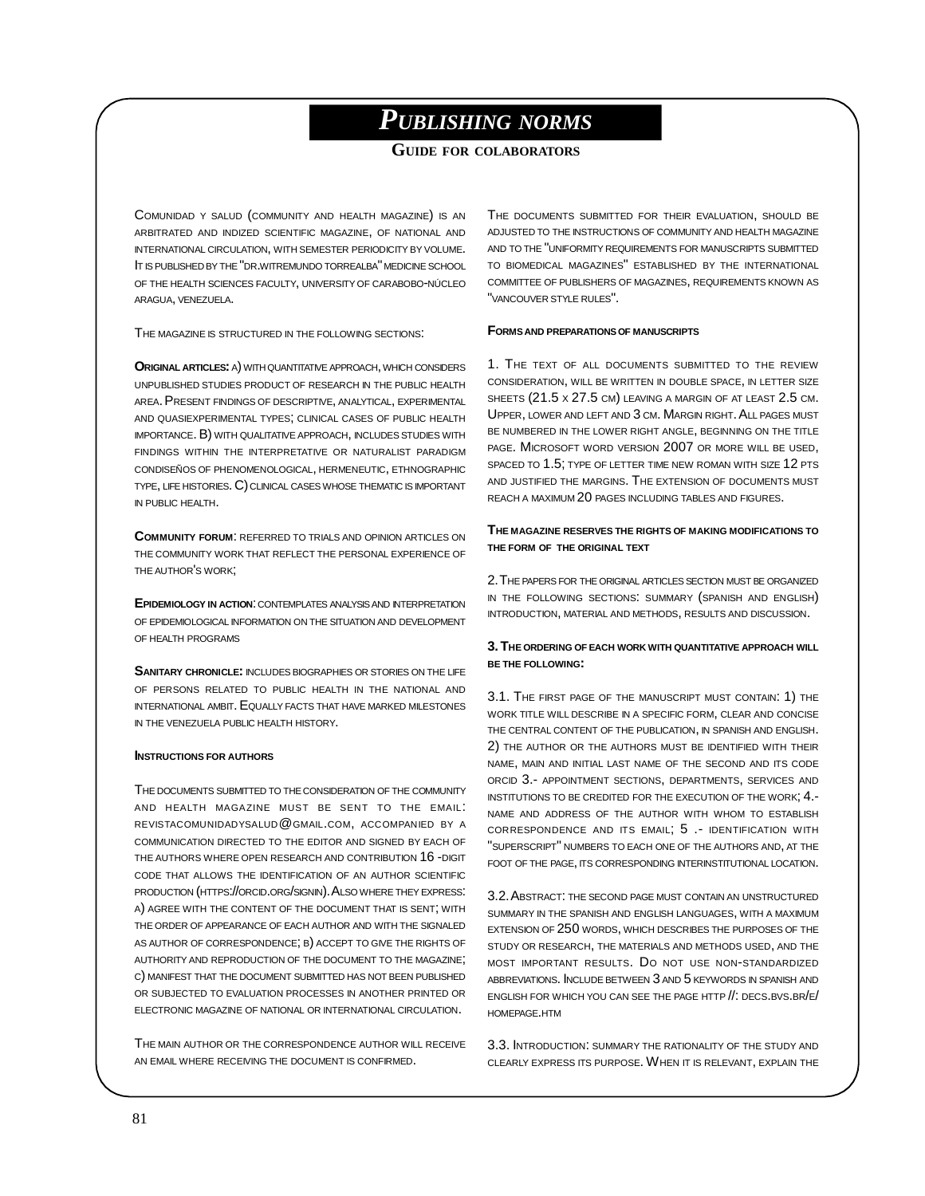# *PUBLISHING NORMS*

## GUIDE FOR COLABORATORS

COMUNIDAD Y SALUD (COMMUNITY AND HEALTH MAGAZINE) IS AN ARBITRATED AND INDIZED SCIENTIFIC MAGAZINE, OF NATIONAL AND INTERNATIONAL CIRCULATION, WITH SEMESTER PERIODICITY BY VOLUME. IT IS PUBLISHED BY THE "DR.WITREMUNDO TORREALBA" MEDICINE SCHOOL OF THE HEALTH SCIENCES FACULTY, UNIVERSITY OF CARABOBO-NÚCLEO ARAGUA, VENEZUELA.

THE MAGAZINE IS STRUCTURED IN THE FOLLOWING SECTIONS:

**ORIGINAL ARTICLES:** A) WITH QUANTITATIVE APPROACH, WHICH CONSIDERS UNPUBLISHED STUDIES PRODUCT OF RESEARCH IN THE PUBLIC HEALTH AREA. PRESENT FINDINGS OF DESCRIPTIVE, ANALYTICAL, EXPERIMENTAL AND QUASIEXPERIMENTAL TYPES; CLINICAL CASES OF PUBLIC HEALTH IMPORTANCE. B) WITH QUALITATIVE APPROACH, INCLUDES STUDIES WITH FINDINGS WITHIN THE INTERPRETATIVE OR NATURALIST PARADIGM CONDISEÑOS OF PHENOMENOLOGICAL, HERMENEUTIC, ETHNOGRAPHIC TYPE, LIFE HISTORIES. C) CLINICAL CASES WHOSE THEMATIC IS IMPORTANT IN PUBLIC HEALTH.

**COMMUNITY FORUM**: REFERRED TO TRIALS AND OPINION ARTICLES ON THE COMMUNITY WORK THAT REFLECT THE PERSONAL EXPERIENCE OF THE AUTHOR'S WORK;

**EPIDEMIOLOGY IN ACTION**: CONTEMPLATES ANALYSIS AND INTERPRETATION OF EPIDEMIOLOGICAL INFORMATION ON THE SITUATION AND DEVELOPMENT OF HEALTH PROGRAMS

**SANITARY CHRONICLE:** INCLUDES BIOGRAPHIES OR STORIES ON THE LIFE OF PERSONS RELATED TO PUBLIC HEALTH IN THE NATIONAL AND INTERNATIONAL AMBIT. EQUALLY FACTS THAT HAVE MARKED MILESTONES IN THE VENEZUELA PUBLIC HEALTH HISTORY.

**INSTRUCTIONS FOR AUTHORS**

THE DOCUMENTS SUBMITTED TO THE CONSIDERATION OF THE COMMUNITY AND HEALTH MAGAZINE MUST BE SENT TO THE EMAIL: REVISTACOMUNIDADYSALUD@GMAIL.COM, ACCOMPANIED BY A COMMUNICATION DIRECTED TO THE EDITOR AND SIGNED BY EACH OF THE AUTHORS WHERE OPEN RESEARCH AND CONTRIBUTION 16 -DIGIT CODE THAT ALLOWS THE IDENTIFICATION OF AN AUTHOR SCIENTIFIC PRODUCTION (HTTPS://ORCID.ORG/SIGNIN). ALSO WHERE THEY EXPRESS: A) AGREE WITH THE CONTENT OF THE DOCUMENT THAT IS SENT; WITH THE ORDER OF APPEARANCE OF EACH AUTHOR AND WITH THE SIGNALED AS AUTHOR OF CORRESPONDENCE; B) ACCEPT TO GIVE THE RIGHTS OF AUTHORITY AND REPRODUCTION OF THE DOCUMENT TO THE MAGAZINE; C) MANIFEST THAT THE DOCUMENT SUBMITTED HAS NOT BEEN PUBLISHED OR SUBJECTED TO EVALUATION PROCESSES IN ANOTHER PRINTED OR ELECTRONIC MAGAZINE OF NATIONAL OR INTERNATIONAL CIRCULATION.

THE MAIN AUTHOR OR THE CORRESPONDENCE AUTHOR WILL RECEIVE AN EMAIL WHERE RECEIVING THE DOCUMENT IS CONFIRMED.

THE DOCUMENTS SUBMITTED FOR THEIR EVALUATION, SHOULD BE ADJUSTED TO THE INSTRUCTIONS OF COMMUNITY AND HEALTH MAGAZINE AND TO THE "UNIFORMITY REQUIREMENTS FOR MANUSCRIPTS SUBMITTED TO BIOMEDICAL MAGAZINES" ESTABLISHED BY THE INTERNATIONAL COMMITTEE OF PUBLISHERS OF MAGAZINES, REQUIREMENTS KNOWN AS "VANCOUVER STYLE RULES".

**FORMS AND PREPARATIONS OF MANUSCRIPTS**

1. THE TEXT OF ALL DOCUMENTS SUBMITTED TO THE REVIEW CONSIDERATION, WILL BE WRITTEN IN DOUBLE SPACE, IN LETTER SIZE SHEETS (21.5 X 27.5 CM) LEAVING A MARGIN OF AT LEAST 2.5 CM. UPPER, LOWER AND LEFT AND 3 CM. MARGIN RIGHT. ALL PAGES MUST BE NUMBERED IN THE LOWER RIGHT ANGLE, BEGINNING ON THE TITLE PAGE. MICROSOFT WORD VERSION 2007 OR MORE WILL BE USED, SPACED TO 1.5; TYPE OF LETTER TIME NEW ROMAN WITH SIZE 12 PTS AND JUSTIFIED THE MARGINS. THE EXTENSION OF DOCUMENTS MUST REACH A MAXIMUM 20 PAGES INCLUDING TABLES AND FIGURES.

**THE MAGAZINE RESERVES THE RIGHTS OF MAKING MODIFICATIONS TO THE FORM OF THE ORIGINAL TEXT**

2. THE PAPERS FOR THE ORIGINAL ARTICLES SECTION MUST BE ORGANIZED IN THE FOLLOWING SECTIONS: SUMMARY (SPANISH AND ENGLISH) INTRODUCTION, MATERIAL AND METHODS, RESULTS AND DISCUSSION.

**3. THE ORDERING OF EACH WORK WITH QUANTITATIVE APPROACH WILL BE THE FOLLOWING:**

3.1. THE FIRST PAGE OF THE MANUSCRIPT MUST CONTAIN: 1) THE WORK TITLE WILL DESCRIBE IN A SPECIFIC FORM, CLEAR AND CONCISE THE CENTRAL CONTENT OF THE PUBLICATION, IN SPANISH AND ENGLISH. 2) THE AUTHOR OR THE AUTHORS MUST BE IDENTIFIED WITH THEIR NAME, MAIN AND INITIAL LAST NAME OF THE SECOND AND ITS CODE ORCID 3.- APPOINTMENT SECTIONS, DEPARTMENTS, SERVICES AND INSTITUTIONS TO BE CREDITED FOR THE EXECUTION OF THE WORK; 4.- NAME AND ADDRESS OF THE AUTHOR WITH WHOM TO ESTABLISH CORRESPONDENCE AND ITS EMAIL; 5 .- IDENTIFICATION WITH "SUPERSCRIPT" NUMBERS TO EACH ONE OF THE AUTHORS AND, AT THE FOOT OF THE PAGE, ITS CORRESPONDING INTERINSTITUTIONAL LOCATION.

3.2. ABSTRACT: THE SECOND PAGE MUST CONTAIN AN UNSTRUCTURED SUMMARY IN THE SPANISH AND ENGLISH LANGUAGES, WITH A MAXIMUM EXTENSION OF 250 WORDS, WHICH DESCRIBES THE PURPOSES OF THE STUDY OR RESEARCH, THE MATERIALS AND METHODS USED, AND THE MOST IMPORTANT RESULTS. DO NOT USE NON-STANDARDIZED ABBREVIATIONS. INCLUDE BETWEEN 3 AND 5 KEYWORDS IN SPANISH AND ENGLISH FOR WHICH YOU CAN SEE THE PAGE HTTP //: DECS.BVS.BR/E/HOMEPAGE.HTM

3.3. INTRODUCTION: SUMMARY THE RATIONALITY OF THE STUDY AND CLEARLY EXPRESS ITS PURPOSE. WHEN IT IS RELEVANT, EXPLAIN THE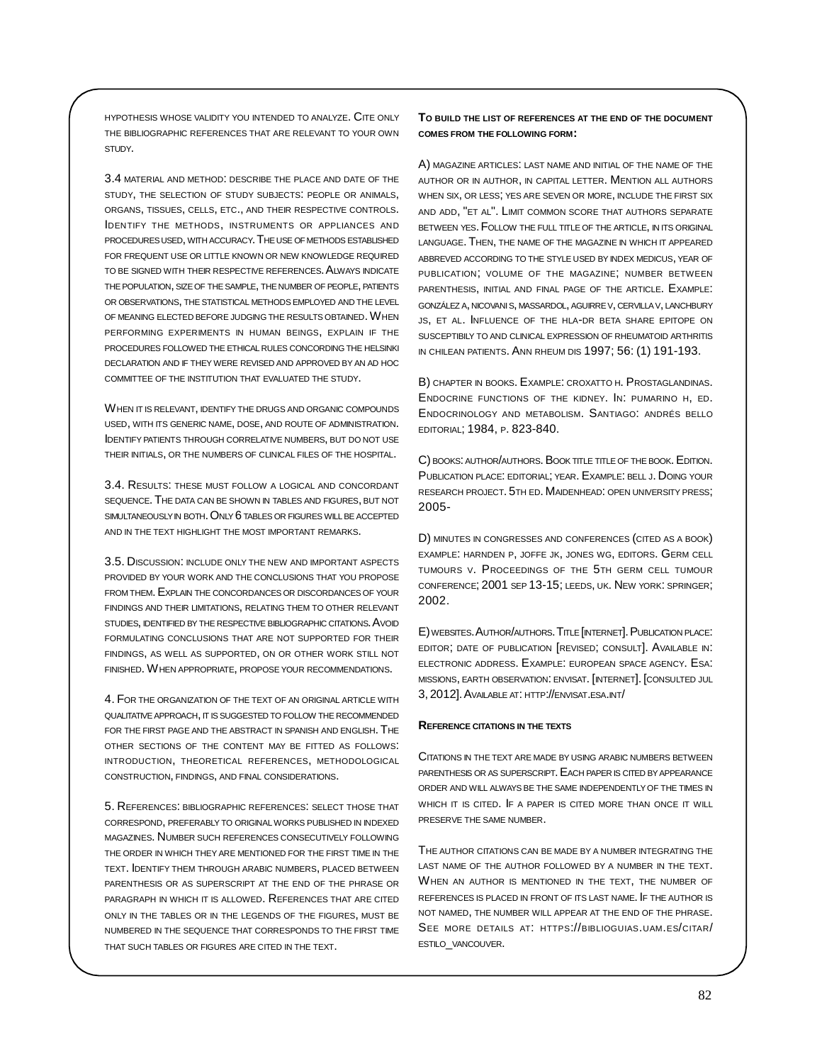hypothesis whose validity you intended to analyze. Cite only the bibliographic references that are relevant to your own study.

3.4 material and method: describe the place and date of the study, the selection of study subjects: people or animals, organs, tissues, cells, etc., and their respective controls. Identify the methods, instruments or appliances and procedures used, with accuracy. The use of methods established for frequent use or little known or new knowledge required to be signed with their respective references. Always indicate the population, size of the sample, the number of people, patients or observations, the statistical methods employed and the level of meaning elected before judging the results obtained. When performing experiments in human beings, explain if the procedures followed the ethical rules concording the Helsinki declaration and if they were revised and approved by an ad hoc committee of the institution that evaluated the study.

When it is relevant, identify the drugs and organic compounds used, with its generic name, dose, and route of administration. Identify patients through correlative numbers, but do not use their initials, or the numbers of clinical files of the hospital.

3.4. Results: these must follow a logical and concordant sequence. The data can be shown in tables and figures, but not simultaneously in both. Only 6 tables or figures will be accepted and in the text highlight the most important remarks.

3.5. Discussion: include only the new and important aspects provided by your work and the conclusions that you propose from them. Explain the concordances or discordances of your findings and their limitations, relating them to other relevant studies, identified by the respective bibliographic citations. Avoid formulating conclusions that are not supported for their findings, as well as supported, on or other work still not finished. When appropriate, propose your recommendations.

4. For the organization of the text of an original article with qualitative approach, it is suggested to follow the recommended for the first page and the abstract in Spanish and English. The other sections of the content may be fitted as follows: introduction, theoretical references, methodological construction, findings, and final considerations.

5. References: bibliographic references: select those that correspond, preferably to original works published in indexed magazines. Number such references consecutively following the order in which they are mentioned for the first time in the text. Identify them through arabic numbers, placed between parenthesis or as superscript at the end of the phrase or paragraph in which it is allowed. References that are cited only in the tables or in the legends of the figures, must be numbered in the sequence that corresponds to the first time that such tables or figures are cited in the text.

**To build the list of references at the end of the document comes from the following form:**

A) magazine articles: last name and initial of the name of the author or in author, in capital letter. Mention all authors when six, or less; yes are seven or more, include the first six and add, "et al". Limit common score that authors separate between yes. Follow the full title of the article, in its original language. Then, the name of the magazine in which it appeared abbreved according to the style used by Index Medicus, year of publication; volume of the magazine; number between parenthesis, initial and final page of the article. Example: González A, Nicovani S, Massardol, Aguirre V, Cervilla V, Lanchbury JS, et al. Influence of the HLA-DR beta share epitope on susceptibily to and clinical expression of rheumatoid arthritis in Chilean patients. Ann Rheum Dis 1997; 56: (1) 191-193.

B) chapter in books. Example: Croxatto H. Prostaglandinas. Endocrine functions of the kidney. In: Pumarino H, ed. Endocrinology and metabolism. Santiago: Andrés Bello Editorial; 1984, p. 823-840.

C) books: author/authors. Book title title of the book. Edition. Publication place: editorial; year. Example: Bell J. Doing your research project. 5th ed. Maidenhead: Open University Press; 2005-

D) minutes in congresses and conferences (cited as a book) example: Harnden P, Joffe JK, Jones WG, editors. Germ cell tumours V. Proceedings of the 5th germ cell tumour conference; 2001 Sep 13-15; Leeds, UK. New York: Springer; 2002.

E) websites. Author/authors. Title [Internet]. Publication place: editor; date of publication [revised; consult]. Available in: electronic address. Example: European Space Agency. ESA: missions, Earth observation: Envisat. [Internet]. [consulted Jul 3, 2012]. Available at: http://envisat.esa.int/

**Reference citations in the texts**

Citations in the text are made by using arabic numbers between parenthesis or as superscript. Each paper is cited by appearance order and will always be the same independently of the times in which it is cited. If a paper is cited more than once it will preserve the same number.

The author citations can be made by a number integrating the last name of the author followed by a number in the text. When an author is mentioned in the text, the number of references is placed in front of its last name. If the author is not named, the number will appear at the end of the phrase. See more details at: https://biblioguias.uam.es/citar/estilo_vancouver.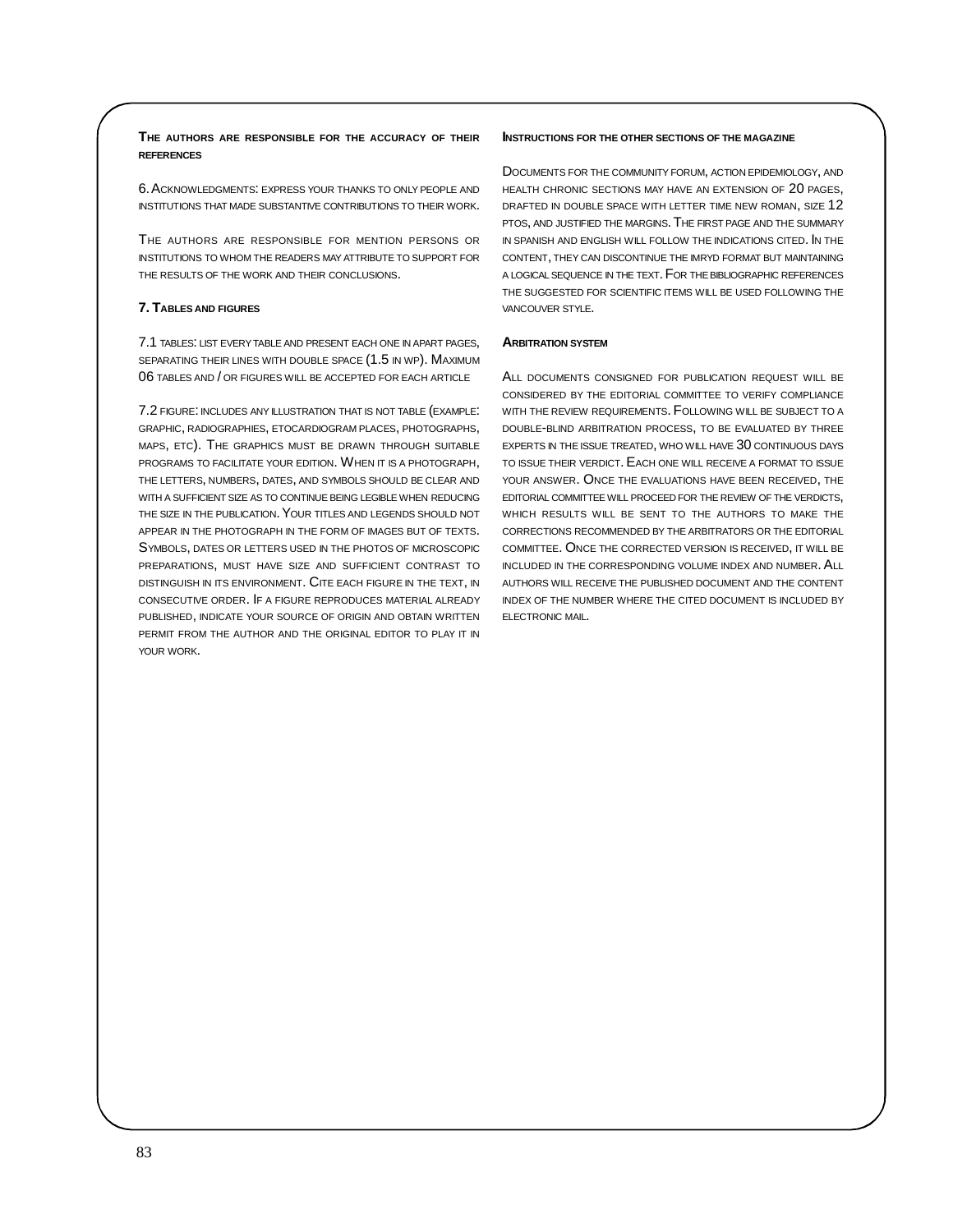**The authors are responsible for the accuracy of their references**

6. Acknowledgments: express your thanks to only people and institutions that made substantive contributions to their work.

The authors are responsible for mention persons or institutions to whom the readers may attribute to support for the results of the work and their conclusions.

**7. Tables and figures**

7.1 tables: list every table and present each one in apart pages, separating their lines with double space (1.5 in wp). Maximum 06 tables and / or figures will be accepted for each article

7.2 figure: includes any illustration that is not table (example: graphic, radiographies, etocardiogram places, photographs, maps, etc). The graphics must be drawn through suitable programs to facilitate your edition. When it is a photograph, the letters, numbers, dates, and symbols should be clear and with a sufficient size as to continue being legible when reducing the size in the publication. Your titles and legends should not appear in the photograph in the form of images but of texts. Symbols, dates or letters used in the photos of microscopic preparations, must have size and sufficient contrast to distinguish in its environment. Cite each figure in the text, in consecutive order. If a figure reproduces material already published, indicate your source of origin and obtain written permit from the author and the original editor to play it in your work.

**Instructions for the other sections of the magazine**

Documents for the community forum, action epidemiology, and health chronic sections may have an extension of 20 pages, drafted in double space with letter time new roman, size 12 ptos, and justified the margins. The first page and the summary in spanish and english will follow the indications cited. In the content, they can discontinue the imryd format but maintaining a logical sequence in the text. For the bibliographic references the suggested for scientific items will be used following the vancouver style.

**Arbitration system**

All documents consigned for publication request will be considered by the editorial committee to verify compliance with the review requirements. Following will be subject to a double-blind arbitration process, to be evaluated by three experts in the issue treated, who will have 30 continuous days to issue their verdict. Each one will receive a format to issue your answer. Once the evaluations have been received, the editorial committee will proceed for the review of the verdicts, which results will be sent to the authors to make the corrections recommended by the arbitrators or the editorial committee. Once the corrected version is received, it will be included in the corresponding volume index and number. All authors will receive the published document and the content index of the number where the cited document is included by electronic mail.